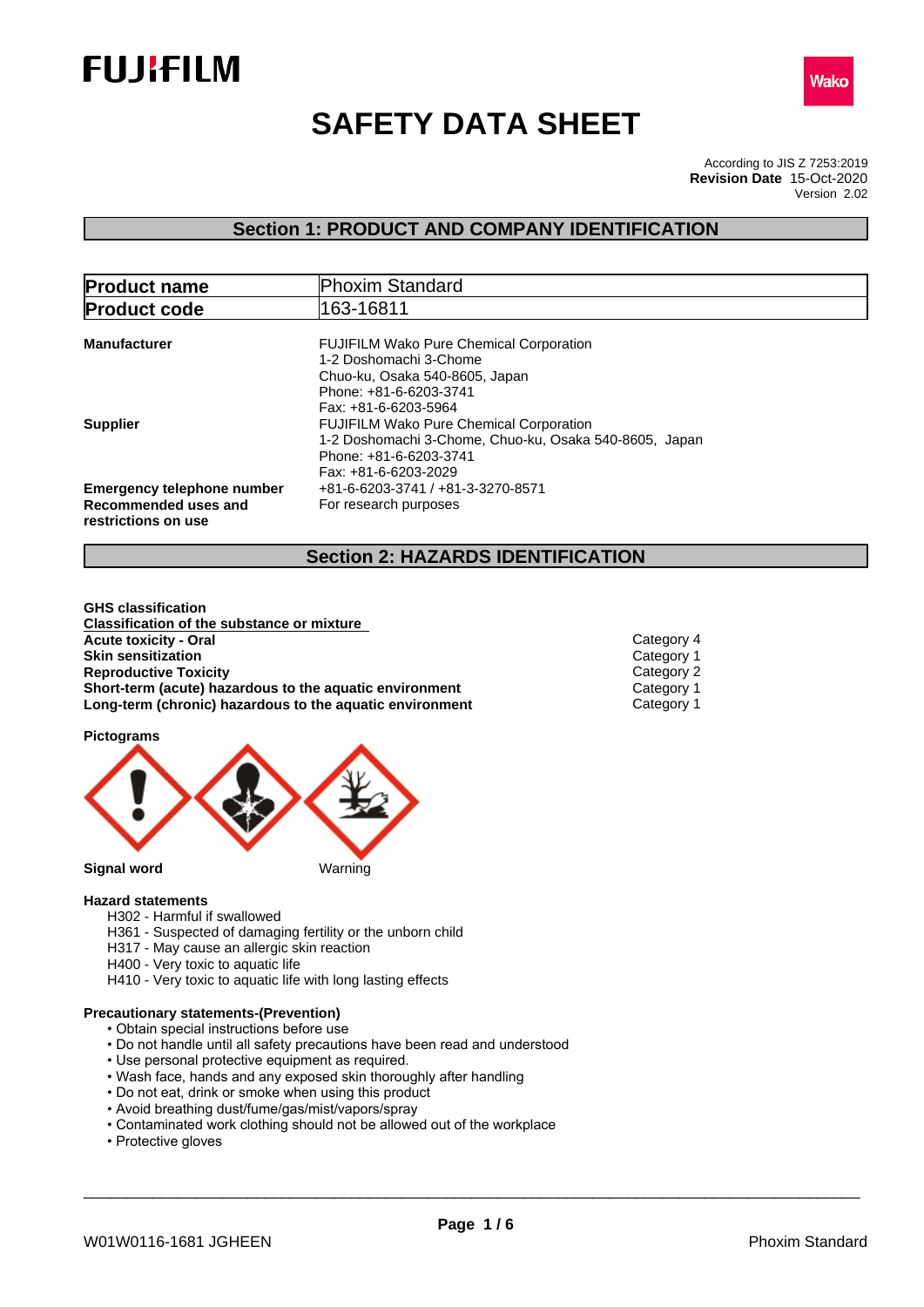# SAFETY DATA SHEET

According to JIS Z 7253:2019
**Revision Date** 15-Oct-2020
Version 2.02

## Section 1: PRODUCT AND COMPANY IDENTIFICATION

| **Product name** | Phoxim Standard |
|---|---|
| **Product code** | 163-16811 |

**Manufacturer**
FUJIFILM Wako Pure Chemical Corporation
1-2 Doshomachi 3-Chome
Chuo-ku, Osaka 540-8605, Japan
Phone: +81-6-6203-3741
Fax: +81-6-6203-5964

**Supplier**
FUJIFILM Wako Pure Chemical Corporation
1-2 Doshomachi 3-Chome, Chuo-ku, Osaka 540-8605, Japan
Phone: +81-6-6203-3741
Fax: +81-6-6203-2029

**Emergency telephone number** +81-6-6203-3741 / +81-3-3270-8571

**Recommended uses and restrictions on use** For research purposes

## Section 2: HAZARDS IDENTIFICATION

**GHS classification**

**Classification of the substance or mixture**

| | |
|---|---|
| **Acute toxicity - Oral** | Category 4 |
| **Skin sensitization** | Category 1 |
| **Reproductive Toxicity** | Category 2 |
| **Short-term (acute) hazardous to the aquatic environment** | Category 1 |
| **Long-term (chronic) hazardous to the aquatic environment** | Category 1 |

**Pictograms**

**Signal word** Warning

**Hazard statements**

H302 - Harmful if swallowed
H361 - Suspected of damaging fertility or the unborn child
H317 - May cause an allergic skin reaction
H400 - Very toxic to aquatic life
H410 - Very toxic to aquatic life with long lasting effects

**Precautionary statements-(Prevention)**

- Obtain special instructions before use
- Do not handle until all safety precautions have been read and understood
- Use personal protective equipment as required.
- Wash face, hands and any exposed skin thoroughly after handling
- Do not eat, drink or smoke when using this product
- Avoid breathing dust/fume/gas/mist/vapors/spray
- Contaminated work clothing should not be allowed out of the workplace
- Protective gloves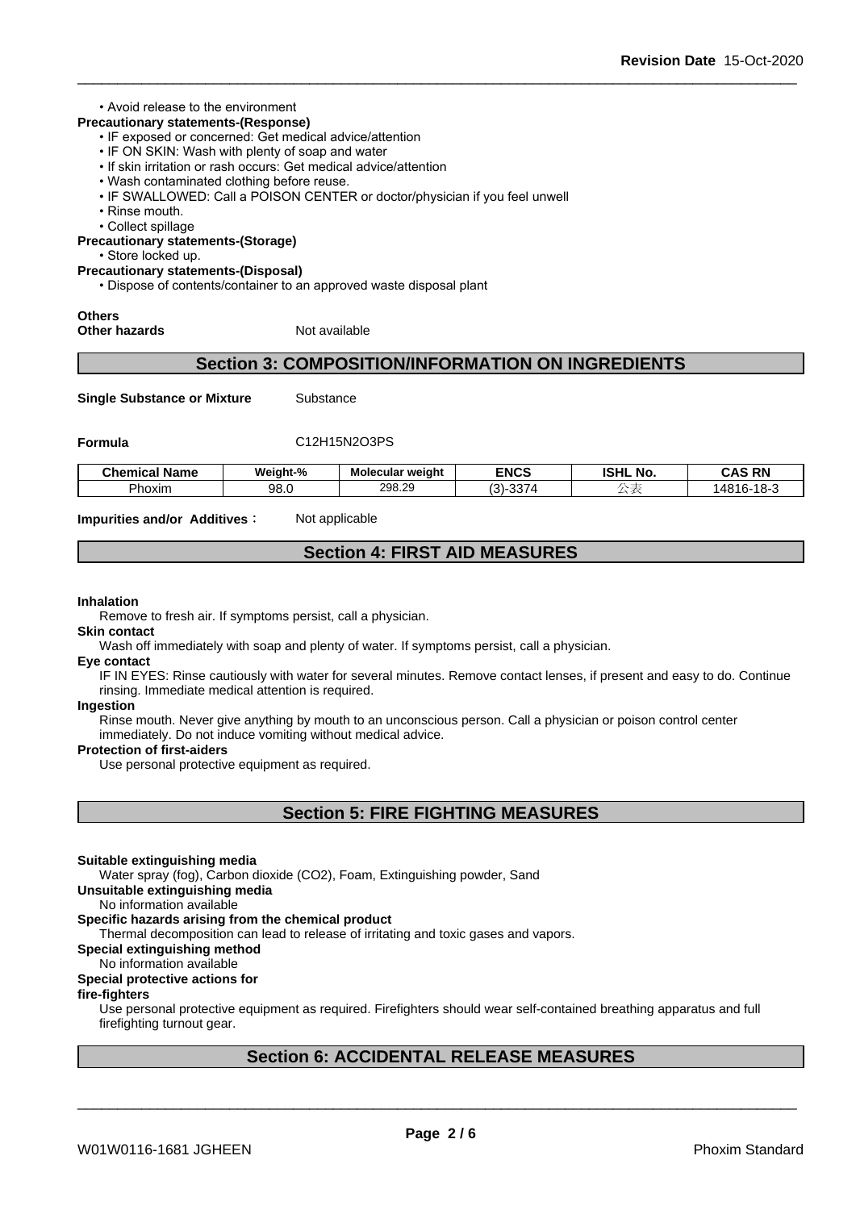• Avoid release to the environment

**Precautionary statements-(Response)**

- IF exposed or concerned: Get medical advice/attention
- IF ON SKIN: Wash with plenty of soap and water
- If skin irritation or rash occurs: Get medical advice/attention
- Wash contaminated clothing before reuse.
- IF SWALLOWED: Call a POISON CENTER or doctor/physician if you feel unwell
- Rinse mouth.
- Collect spillage

**Precautionary statements-(Storage)**

- Store locked up.

**Precautionary statements-(Disposal)**

- Dispose of contents/container to an approved waste disposal plant

**Others**

**Other hazards** Not available

## Section 3: COMPOSITION/INFORMATION ON INGREDIENTS

**Single Substance or Mixture** Substance

**Formula** C12H15N2O3PS

| Chemical Name | Weight-% | Molecular weight | ENCS | ISHL No. | CAS RN |
|---|---|---|---|---|---|
| Phoxim | 98.0 | 298.29 | (3)-3374 | 公表 | 14816-18-3 |

**Impurities and/or Additives**： Not applicable

## Section 4: FIRST AID MEASURES

**Inhalation**

Remove to fresh air. If symptoms persist, call a physician.

**Skin contact**

Wash off immediately with soap and plenty of water. If symptoms persist, call a physician.

**Eye contact**

IF IN EYES: Rinse cautiously with water for several minutes. Remove contact lenses, if present and easy to do. Continue rinsing. Immediate medical attention is required.

**Ingestion**

Rinse mouth. Never give anything by mouth to an unconscious person. Call a physician or poison control center immediately. Do not induce vomiting without medical advice.

**Protection of first-aiders**

Use personal protective equipment as required.

## Section 5: FIRE FIGHTING MEASURES

**Suitable extinguishing media**

Water spray (fog), Carbon dioxide (CO2), Foam, Extinguishing powder, Sand

**Unsuitable extinguishing media**

No information available

**Specific hazards arising from the chemical product**

Thermal decomposition can lead to release of irritating and toxic gases and vapors.

**Special extinguishing method**

No information available

**Special protective actions for fire-fighters**

Use personal protective equipment as required. Firefighters should wear self-contained breathing apparatus and full firefighting turnout gear.

## Section 6: ACCIDENTAL RELEASE MEASURES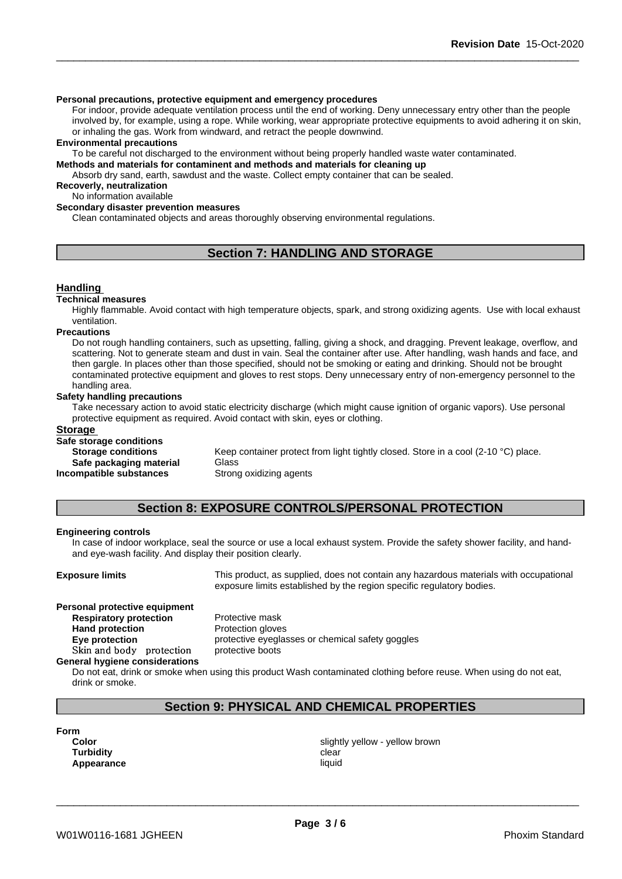**Personal precautions, protective equipment and emergency procedures**

For indoor, provide adequate ventilation process until the end of working. Deny unnecessary entry other than the people involved by, for example, using a rope. While working, wear appropriate protective equipments to avoid adhering it on skin, or inhaling the gas. Work from windward, and retract the people downwind.

**Environmental precautions**

To be careful not discharged to the environment without being properly handled waste water contaminated.

**Methods and materials for contaminent and methods and materials for cleaning up**

Absorb dry sand, earth, sawdust and the waste. Collect empty container that can be sealed.

**Recovery, neutralization**

No information available

**Secondary disaster prevention measures**

Clean contaminated objects and areas thoroughly observing environmental regulations.

## Section 7: HANDLING AND STORAGE

### Handling

**Technical measures**

Highly flammable. Avoid contact with high temperature objects, spark, and strong oxidizing agents. Use with local exhaust ventilation.

**Precautions**

Do not rough handling containers, such as upsetting, falling, giving a shock, and dragging. Prevent leakage, overflow, and scattering. Not to generate steam and dust in vain. Seal the container after use. After handling, wash hands and face, and then gargle. In places other than those specified, should not be smoking or eating and drinking. Should not be brought contaminated protective equipment and gloves to rest stops. Deny unnecessary entry of non-emergency personnel to the handling area.

**Safety handling precautions**

Take necessary action to avoid static electricity discharge (which might cause ignition of organic vapors). Use personal protective equipment as required. Avoid contact with skin, eyes or clothing.

### Storage

**Safe storage conditions**

**Storage conditions** Keep container protect from light tightly closed. Store in a cool (2-10 °C) place.

**Safe packaging material** Glass

**Incompatible substances** Strong oxidizing agents

## Section 8: EXPOSURE CONTROLS/PERSONAL PROTECTION

**Engineering controls**

In case of indoor workplace, seal the source or use a local exhaust system. Provide the safety shower facility, and hand- and eye-wash facility. And display their position clearly.

**Exposure limits** This product, as supplied, does not contain any hazardous materials with occupational exposure limits established by the region specific regulatory bodies.

**Personal protective equipment**

**Respiratory protection** Protective mask

**Hand protection** Protection gloves

**Eye protection** protective eyeglasses or chemical safety goggles

**Skin and body protection** protective boots

**General hygiene considerations**

Do not eat, drink or smoke when using this product Wash contaminated clothing before reuse. When using do not eat, drink or smoke.

## Section 9: PHYSICAL AND CHEMICAL PROPERTIES

**Form**

**Color** slightly yellow - yellow brown

**Turbidity** clear

**Appearance** liquid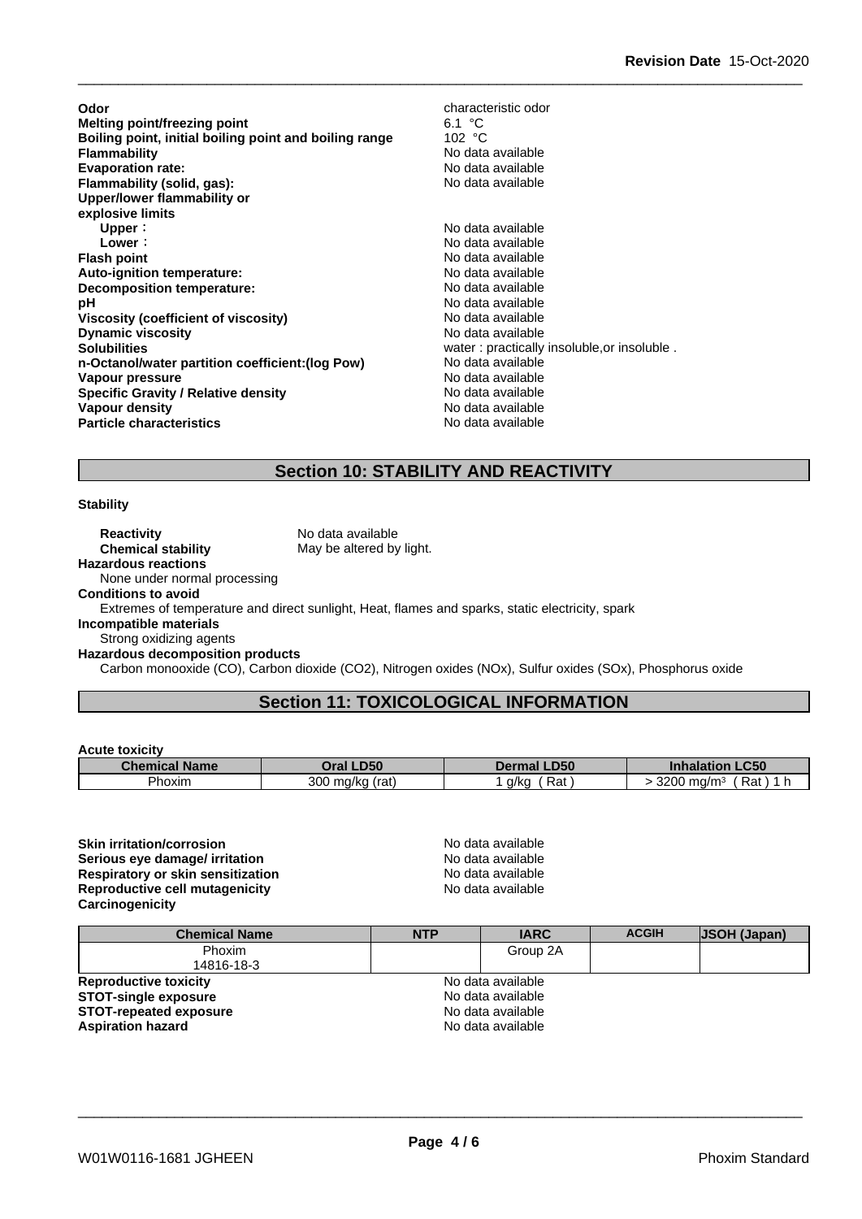| | |
|---|---|
| **Odor** | characteristic odor |
| **Melting point/freezing point** | 6.1 °C |
| **Boiling point, initial boiling point and boiling range** | 102 °C |
| **Flammability** | No data available |
| **Evaporation rate:** | No data available |
| **Flammability (solid, gas):** | No data available |
| **Upper/lower flammability or explosive limits** | |
| **Upper**： | No data available |
| **Lower**： | No data available |
| **Flash point** | No data available |
| **Auto-ignition temperature:** | No data available |
| **Decomposition temperature:** | No data available |
| **pH** | No data available |
| **Viscosity (coefficient of viscosity)** | No data available |
| **Dynamic viscosity** | No data available |
| **Solubilities** | water : practically insoluble,or insoluble . |
| **n-Octanol/water partition coefficient:(log Pow)** | No data available |
| **Vapour pressure** | No data available |
| **Specific Gravity / Relative density** | No data available |
| **Vapour density** | No data available |
| **Particle characteristics** | No data available |

## Section 10: STABILITY AND REACTIVITY

**Stability**

**Reactivity** No data available
**Chemical stability** May be altered by light.

**Hazardous reactions**
None under normal processing

**Conditions to avoid**
Extremes of temperature and direct sunlight, Heat, flames and sparks, static electricity, spark

**Incompatible materials**
Strong oxidizing agents

**Hazardous decomposition products**
Carbon monooxide (CO), Carbon dioxide ($CO_2$), Nitrogen oxides (NOx), Sulfur oxides (SOx), Phosphorus oxide

## Section 11: TOXICOLOGICAL INFORMATION

**Acute toxicity**

| Chemical Name | Oral LD50 | Dermal LD50 | Inhalation LC50 |
|---|---|---|---|
| Phoxim | 300 mg/kg (rat) | 1 g/kg ( Rat ) | > 3200 mg/m³ ( Rat ) 1 h |

| | |
|---|---|
| **Skin irritation/corrosion** | No data available |
| **Serious eye damage/ irritation** | No data available |
| **Respiratory or skin sensitization** | No data available |
| **Reproductive cell mutagenicity** | No data available |
| **Carcinogenicity** | |

| Chemical Name | NTP | IARC | ACGIH | JSOH (Japan) |
|---|---|---|---|---|
| Phoxim 14816-18-3 | | Group 2A | | |

| | |
|---|---|
| **Reproductive toxicity** | No data available |
| **STOT-single exposure** | No data available |
| **STOT-repeated exposure** | No data available |
| **Aspiration hazard** | No data available |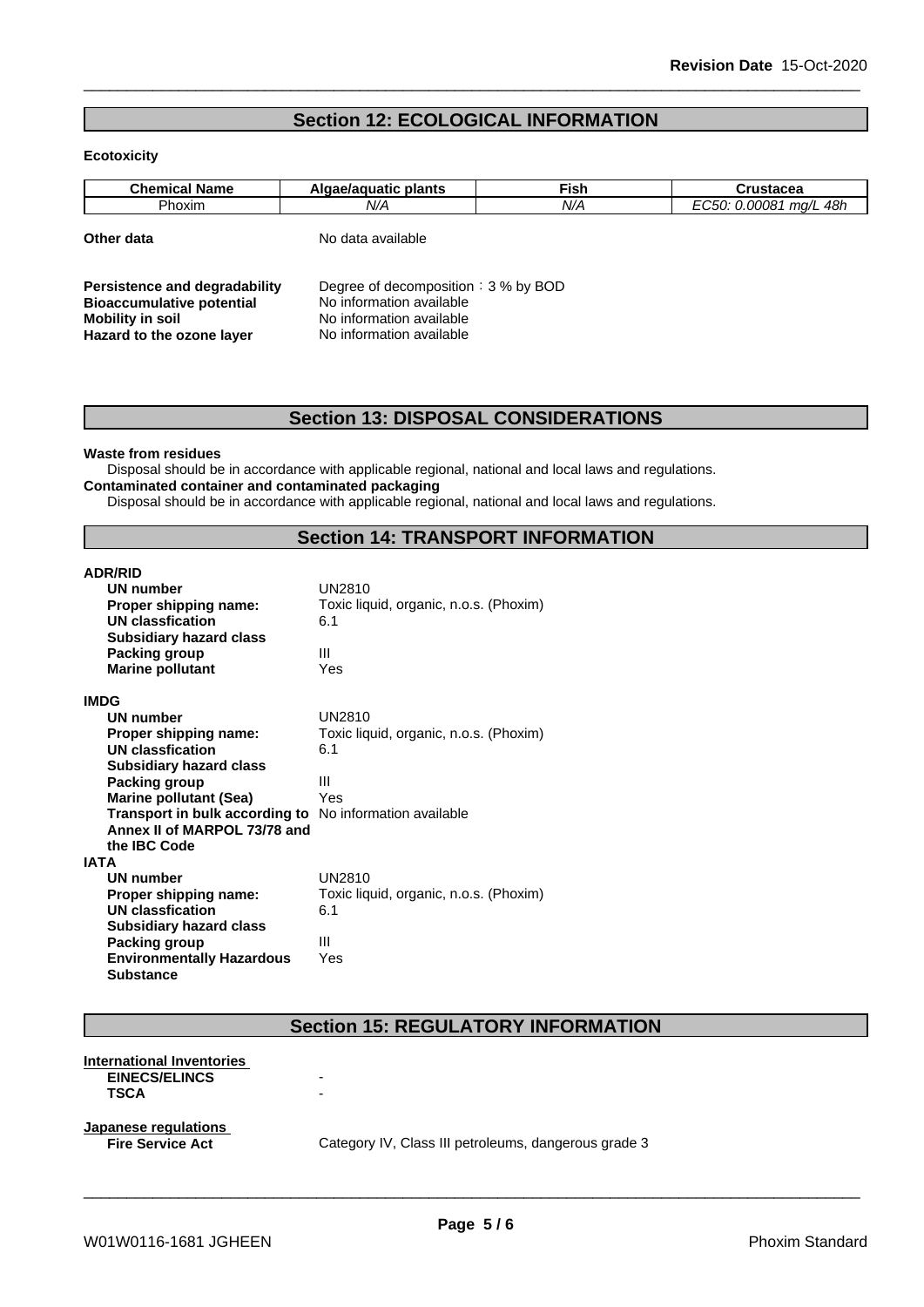## Section 12: ECOLOGICAL INFORMATION

**Ecotoxicity**

| Chemical Name | Algae/aquatic plants | Fish | Crustacea |
|---|---|---|---|
| Phoxim | *N/A* | *N/A* | *EC50: 0.00081 mg/L 48h* |

**Other data** No data available

**Persistence and degradability** Degree of decomposition：3 % by BOD
**Bioaccumulative potential** No information available
**Mobility in soil** No information available
**Hazard to the ozone layer** No information available

## Section 13: DISPOSAL CONSIDERATIONS

**Waste from residues**
Disposal should be in accordance with applicable regional, national and local laws and regulations.
**Contaminated container and contaminated packaging**
Disposal should be in accordance with applicable regional, national and local laws and regulations.

## Section 14: TRANSPORT INFORMATION

**ADR/RID**
- **UN number** UN2810
- **Proper shipping name:** Toxic liquid, organic, n.o.s. (Phoxim)
- **UN classfication** 6.1
- **Subsidiary hazard class**
- **Packing group** III
- **Marine pollutant** Yes

**IMDG**
- **UN number** UN2810
- **Proper shipping name:** Toxic liquid, organic, n.o.s. (Phoxim)
- **UN classfication** 6.1
- **Subsidiary hazard class**
- **Packing group** III
- **Marine pollutant (Sea)** Yes
- **Transport in bulk according to Annex II of MARPOL 73/78 and the IBC Code** No information available

**IATA**
- **UN number** UN2810
- **Proper shipping name:** Toxic liquid, organic, n.o.s. (Phoxim)
- **UN classfication** 6.1
- **Subsidiary hazard class**
- **Packing group** III
- **Environmentally Hazardous Substance** Yes

## Section 15: REGULATORY INFORMATION

**International Inventories**
- **EINECS/ELINCS** -
- **TSCA** -

**Japanese regulations**
- **Fire Service Act** Category IV, Class III petroleums, dangerous grade 3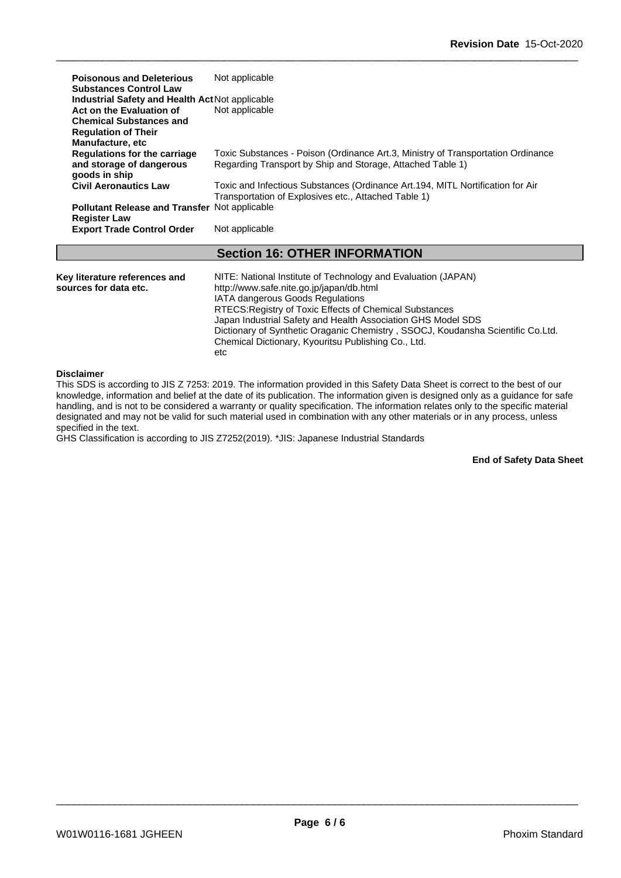| | |
|---|---|
| **Poisonous and Deleterious Substances Control Law** | Not applicable |
| **Industrial Safety and Health Act** | Not applicable |
| **Act on the Evaluation of Chemical Substances and Regulation of Their Manufacture, etc** | Not applicable |
| **Regulations for the carriage and storage of dangerous goods in ship** | Toxic Substances - Poison (Ordinance Art.3, Ministry of Transportation Ordinance Regarding Transport by Ship and Storage, Attached Table 1) |
| **Civil Aeronautics Law** | Toxic and Infectious Substances (Ordinance Art.194, MITL Nortification for Air Transportation of Explosives etc., Attached Table 1) |
| **Pollutant Release and Transfer Register Law** | Not applicable |
| **Export Trade Control Order** | Not applicable |

## Section 16: OTHER INFORMATION

**Key literature references and sources for data etc.**

NITE: National Institute of Technology and Evaluation (JAPAN)
http://www.safe.nite.go.jp/japan/db.html
IATA dangerous Goods Regulations
RTECS:Registry of Toxic Effects of Chemical Substances
Japan Industrial Safety and Health Association GHS Model SDS
Dictionary of Synthetic Oraganic Chemistry , SSOCJ, Koudansha Scientific Co.Ltd.
Chemical Dictionary, Kyouritsu Publishing Co., Ltd.
etc

**Disclaimer**

This SDS is according to JIS Z 7253: 2019. The information provided in this Safety Data Sheet is correct to the best of our knowledge, information and belief at the date of its publication. The information given is designed only as a guidance for safe handling, and is not to be considered a warranty or quality specification. The information relates only to the specific material designated and may not be valid for such material used in combination with any other materials or in any process, unless specified in the text.
GHS Classification is according to JIS Z7252(2019). *JIS: Japanese Industrial Standards

**End of Safety Data Sheet**